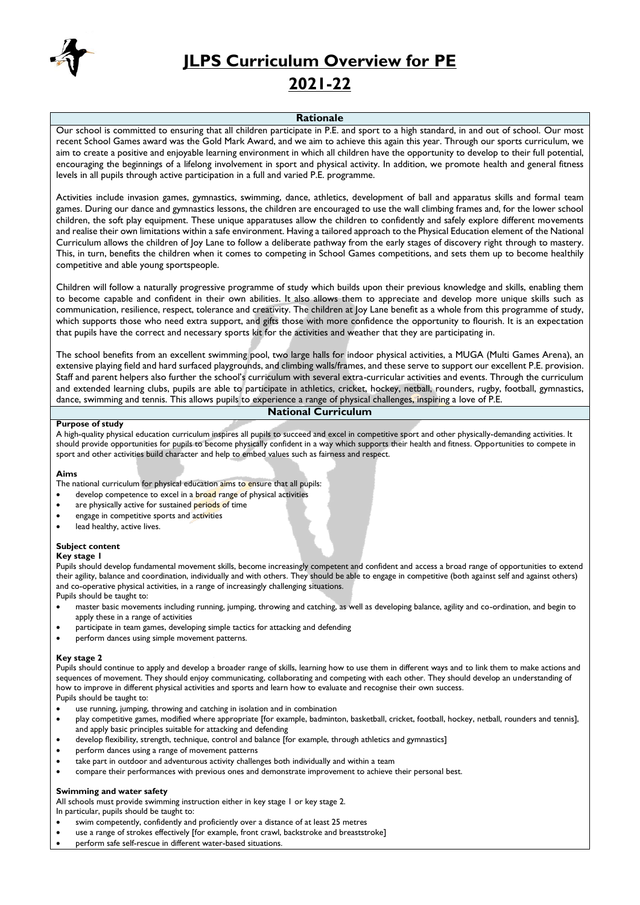# JLPS Curriculum Overview for PE

# 2021-22

## Rationale

Our school is committed to ensuring that all children participate in P.E. and sport to a high standard, in and out of school. Our most recent School Games award was the Gold Mark Award, and we aim to achieve this again this year. Through our sports curriculum, we aim to create a positive and enjoyable learning environment in which all children have the opportunity to develop to their full potential, encouraging the beginnings of a lifelong involvement in sport and physical activity. In addition, we promote health and general fitness levels in all pupils through active participation in a full and varied P.E. programme.

Activities include invasion games, gymnastics, swimming, dance, athletics, development of ball and apparatus skills and formal team games. During our dance and gymnastics lessons, the children are encouraged to use the wall climbing frames and, for the lower school children, the soft play equipment. These unique apparatuses allow the children to confidently and safely explore different movements and realise their own limitations within a safe environment. Having a tailored approach to the Physical Education element of the National Curriculum allows the children of Joy Lane to follow a deliberate pathway from the early stages of discovery right through to mastery. This, in turn, benefits the children when it comes to competing in School Games competitions, and sets them up to become healthily competitive and able young sportspeople.

Children will follow a naturally progressive programme of study which builds upon their previous knowledge and skills, enabling them to become capable and confident in their own abilities. It also allows them to appreciate and develop more unique skills such as communication, resilience, respect, tolerance and creativity. The children at Joy Lane benefit as a whole from this programme of study, which supports those who need extra support, and gifts those with more confidence the opportunity to flourish. It is an expectation that pupils have the correct and necessary sports kit for the activities and weather that they are participating in.

The school benefits from an excellent swimming pool, two large halls for indoor physical activities, a MUGA (Multi Games Arena), an extensive playing field and hard surfaced playgrounds, and climbing walls/frames, and these serve to support our excellent P.E. provision. Staff and parent helpers also further the school's curriculum with several extra-curricular activities and events. Through the curriculum and extended learning clubs, pupils are able to participate in athletics, cricket, hockey, netball, rounders, rugby, football, gymnastics, dance, swimming and tennis. This allows pupils to experience a range of physical challenges, inspiring a love of P.E.

## National Curriculum

**Purpose of study**

A high-quality physical education curriculum inspires all pupils to succeed and excel in competitive sport and other physically-demanding activities. It should provide opportunities for pupils to become physically confident in a way which supports their health and fitness. Opportunities to compete in sport and other activities build character and help to embed values such as fairness and respect.

**Aims**

The national curriculum for physical education aims to ensure that all pupils:

- develop competence to excel in a broad range of physical activities
- are physically active for sustained periods of time
- engage in competitive sports and activities
- lead healthy, active lives.

**Subject content**

**Key stage 1**

Pupils should develop fundamental movement skills, become increasingly competent and confident and access a broad range of opportunities to extend their agility, balance and coordination, individually and with others. They should be able to engage in competitive (both against self and against others) and co-operative physical activities, in a range of increasingly challenging situations.

Pupils should be taught to:

- master basic movements including running, jumping, throwing and catching, as well as developing balance, agility and co-ordination, and begin to apply these in a range of activities
- participate in team games, developing simple tactics for attacking and defending
- perform dances using simple movement patterns.

**Key stage 2**

Pupils should continue to apply and develop a broader range of skills, learning how to use them in different ways and to link them to make actions and sequences of movement. They should enjoy communicating, collaborating and competing with each other. They should develop an understanding of how to improve in different physical activities and sports and learn how to evaluate and recognise their own success.

Pupils should be taught to:

- use running, jumping, throwing and catching in isolation and in combination
- play competitive games, modified where appropriate [for example, badminton, basketball, cricket, football, hockey, netball, rounders and tennis], and apply basic principles suitable for attacking and defending
- develop flexibility, strength, technique, control and balance [for example, through athletics and gymnastics]
- perform dances using a range of movement patterns
- take part in outdoor and adventurous activity challenges both individually and within a team
- compare their performances with previous ones and demonstrate improvement to achieve their personal best.

**Swimming and water safety**

All schools must provide swimming instruction either in key stage 1 or key stage 2.

In particular, pupils should be taught to:

- swim competently, confidently and proficiently over a distance of at least 25 metres
- use a range of strokes effectively [for example, front crawl, backstroke and breaststroke]
- perform safe self-rescue in different water-based situations.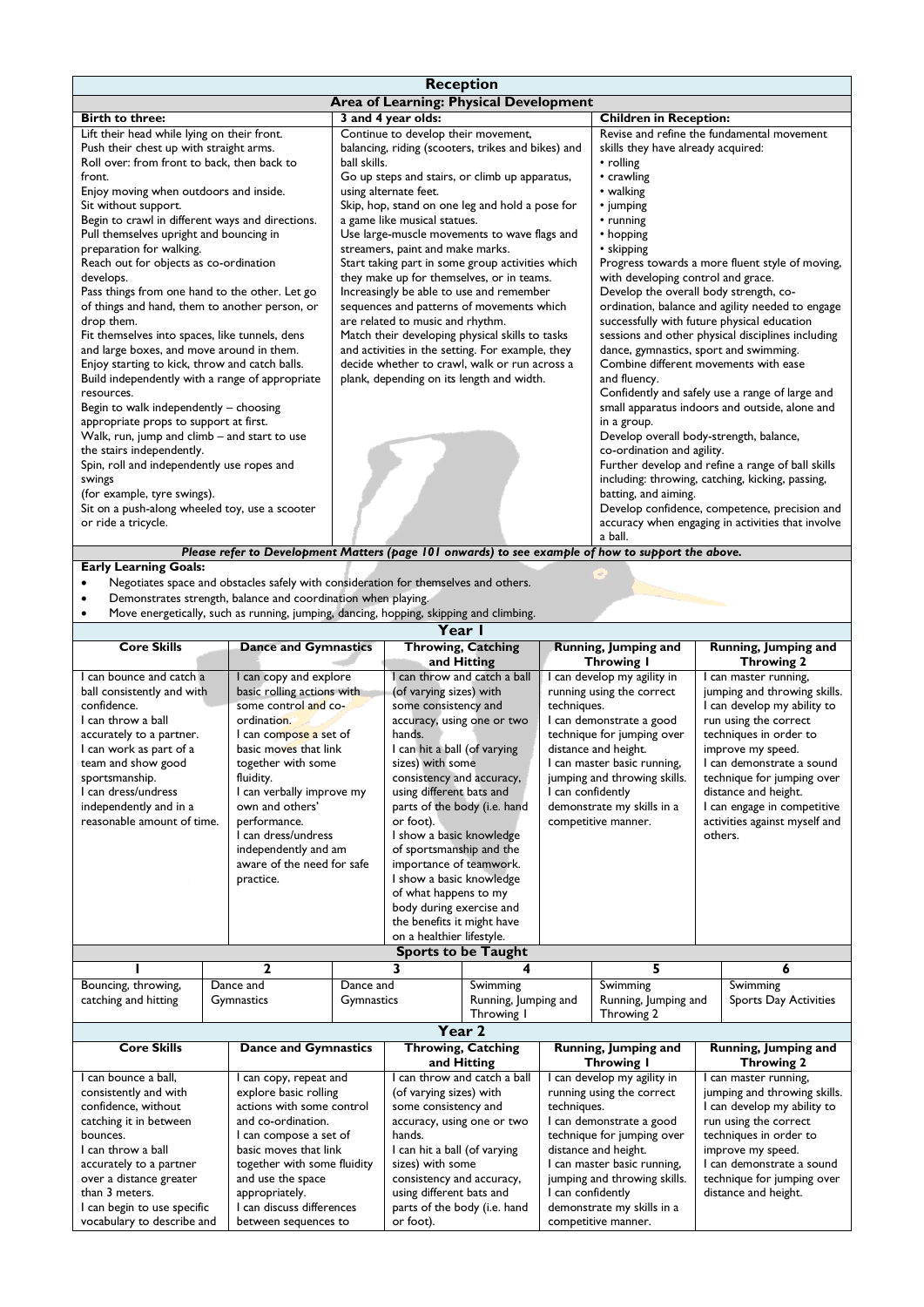## Reception

### Area of Learning: Physical Development

| Birth to three: | 3 and 4 year olds: | Children in Reception: |
|---|---|---|
| Lift their head while lying on their front.<br>Push their chest up with straight arms.<br>Roll over: from front to back, then back to front.<br>Enjoy moving when outdoors and inside.<br>Sit without support.<br>Begin to crawl in different ways and directions.<br>Pull themselves upright and bouncing in preparation for walking.<br>Reach out for objects as co-ordination develops.<br>Pass things from one hand to the other. Let go of things and hand, them to another person, or drop them.<br>Fit themselves into spaces, like tunnels, dens and large boxes, and move around in them.<br>Enjoy starting to kick, throw and catch balls.<br>Build independently with a range of appropriate resources.<br>Begin to walk independently – choosing appropriate props to support at first.<br>Walk, run, jump and climb – and start to use the stairs independently.<br>Spin, roll and independently use ropes and swings<br>(for example, tyre swings).<br>Sit on a push-along wheeled toy, use a scooter or ride a tricycle. | Continue to develop their movement, balancing, riding (scooters, trikes and bikes) and ball skills.<br>Go up steps and stairs, or climb up apparatus, using alternate feet.<br>Skip, hop, stand on one leg and hold a pose for a game like musical statues.<br>Use large-muscle movements to wave flags and streamers, paint and make marks.<br>Start taking part in some group activities which they make up for themselves, or in teams.<br>Increasingly be able to use and remember sequences and patterns of movements which are related to music and rhythm.<br>Match their developing physical skills to tasks and activities in the setting. For example, they decide whether to crawl, walk or run across a plank, depending on its length and width. | Revise and refine the fundamental movement skills they have already acquired:<br>• rolling<br>• crawling<br>• walking<br>• jumping<br>• running<br>• hopping<br>• skipping<br>Progress towards a more fluent style of moving, with developing control and grace.<br>Develop the overall body strength, co-ordination, balance and agility needed to engage successfully with future physical education sessions and other physical disciplines including dance, gymnastics, sport and swimming.<br>Combine different movements with ease and fluency.<br>Confidently and safely use a range of large and small apparatus indoors and outside, alone and in a group.<br>Develop overall body-strength, balance, co-ordination and agility.<br>Further develop and refine a range of ball skills including: throwing, catching, kicking, passing, batting, and aiming.<br>Develop confidence, competence, precision and accuracy when engaging in activities that involve a ball. |

***Please refer to Development Matters (page 101 onwards) to see example of how to support the above.***

**Early Learning Goals:**

- Negotiates space and obstacles safely with consideration for themselves and others.
- Demonstrates strength, balance and coordination when playing.
- Move energetically, such as running, jumping, dancing, hopping, skipping and climbing.

## Year 1

| Core Skills | Dance and Gymnastics | Throwing, Catching and Hitting | Running, Jumping and Throwing 1 | Running, Jumping and Throwing 2 |
|---|---|---|---|---|
| I can bounce and catch a ball consistently and with confidence.<br>I can throw a ball accurately to a partner.<br>I can work as part of a team and show good sportsmanship.<br>I can dress/undress independently and in a reasonable amount of time. | I can copy and explore basic rolling actions with some control and co-ordination.<br>I can compose a set of basic moves that link together with some fluidity.<br>I can verbally improve my own and others' performance.<br>I can dress/undress independently and am aware of the need for safe practice. | I can throw and catch a ball (of varying sizes) with some consistency and accuracy, using one or two hands.<br>I can hit a ball (of varying sizes) with some consistency and accuracy, using different bats and parts of the body (i.e. hand or foot).<br>I show a basic knowledge of sportsmanship and the importance of teamwork.<br>I show a basic knowledge of what happens to my body during exercise and the benefits it might have on a healthier lifestyle. | I can develop my agility in running using the correct techniques.<br>I can demonstrate a good technique for jumping over distance and height.<br>I can master basic running, jumping and throwing skills.<br>I can confidently demonstrate my skills in a competitive manner. | I can master running, jumping and throwing skills.<br>I can develop my ability to run using the correct techniques in order to improve my speed.<br>I can demonstrate a sound technique for jumping over distance and height.<br>I can engage in competitive activities against myself and others. |

### Sports to be Taught

| 1 | 2 | 3 | 4 | 5 | 6 |
|---|---|---|---|---|---|
| Bouncing, throwing, catching and hitting | Dance and Gymnastics | Dance and Gymnastics | Swimming<br>Running, Jumping and Throwing 1 | Swimming<br>Running, Jumping and Throwing 2 | Swimming<br>Sports Day Activities |

## Year 2

| Core Skills | Dance and Gymnastics | Throwing, Catching and Hitting | Running, Jumping and Throwing 1 | Running, Jumping and Throwing 2 |
|---|---|---|---|---|
| I can bounce a ball, consistently and with confidence, without catching it in between bounces.<br>I can throw a ball accurately to a partner over a distance greater than 3 meters.<br>I can begin to use specific vocabulary to describe and | I can copy, repeat and explore basic rolling actions with some control and co-ordination.<br>I can compose a set of basic moves that link together with some fluidity and use the space appropriately.<br>I can discuss differences between sequences to | I can throw and catch a ball (of varying sizes) with some consistency and accuracy, using one or two hands.<br>I can hit a ball (of varying sizes) with some consistency and accuracy, using different bats and parts of the body (i.e. hand or foot). | I can develop my agility in running using the correct techniques.<br>I can demonstrate a good technique for jumping over distance and height.<br>I can master basic running, jumping and throwing skills.<br>I can confidently demonstrate my skills in a competitive manner. | I can master running, jumping and throwing skills.<br>I can develop my ability to run using the correct techniques in order to improve my speed.<br>I can demonstrate a sound technique for jumping over distance and height. |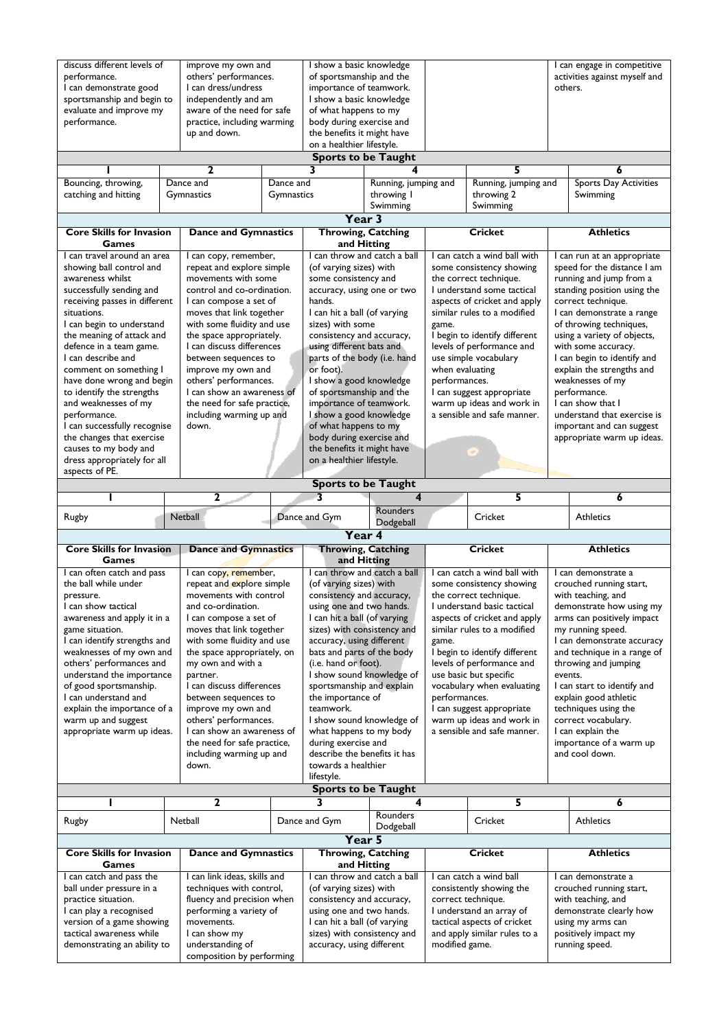| | | | | | |
|---|---|---|---|---|---|
| discuss different levels of performance. I can demonstrate good sportsmanship and begin to evaluate and improve my performance. | improve my own and others' performances. I can dress/undress independently and am aware of the need for safe practice, including warming up and down. | I show a basic knowledge of sportsmanship and the importance of teamwork. I show a basic knowledge of what happens to my body during exercise and the benefits it might have on a healthier lifestyle. | | | I can engage in competitive activities against myself and others. |

**Sports to be Taught**

| 1 | 2 | 3 | 4 | 5 | 6 |
|---|---|---|---|---|---|
| Bouncing, throwing, catching and hitting | Dance and Gymnastics | Dance and Gymnastics | Running, jumping and throwing 1 Swimming | Running, jumping and throwing 2 Swimming | Sports Day Activities Swimming |

## Year 3

| Core Skills for Invasion Games | Dance and Gymnastics | Throwing, Catching and Hitting | Cricket | Athletics |
|---|---|---|---|---|
| I can travel around an area showing ball control and awareness whilst successfully sending and receiving passes in different situations. I can begin to understand the meaning of attack and defence in a team game. I can describe and comment on something I have done wrong and begin to identify the strengths and weaknesses of my performance. I can successfully recognise the changes that exercise causes to my body and dress appropriately for all aspects of PE. | I can copy, remember, repeat and explore simple movements with some control and co-ordination. I can compose a set of moves that link together with some fluidity and use the space appropriately. I can discuss differences between sequences to improve my own and others' performances. I can show an awareness of the need for safe practice, including warming up and down. | I can throw and catch a ball (of varying sizes) with some consistency and accuracy, using one or two hands. I can hit a ball (of varying sizes) with some consistency and accuracy, using different bats and parts of the body (i.e. hand or foot). I show a good knowledge of sportsmanship and the importance of teamwork. I show a good knowledge of what happens to my body during exercise and the benefits it might have on a healthier lifestyle. | I can catch a wind ball with some consistency showing the correct technique. I understand some tactical aspects of cricket and apply similar rules to a modified game. I begin to identify different levels of performance and use simple vocabulary when evaluating performances. I can suggest appropriate warm up ideas and work in a sensible and safe manner. | I can run at an appropriate speed for the distance I am running and jump from a standing position using the correct technique. I can demonstrate a range of throwing techniques, using a variety of objects, with some accuracy. I can begin to identify and explain the strengths and weaknesses of my performance. I can show that I understand that exercise is important and can suggest appropriate warm up ideas. |

**Sports to be Taught**

| 1 | 2 | 3 | 4 | 5 | 6 |
|---|---|---|---|---|---|
| Rugby | Netball | Dance and Gym | Rounders Dodgeball | Cricket | Athletics |

## Year 4

| Core Skills for Invasion Games | Dance and Gymnastics | Throwing, Catching and Hitting | Cricket | Athletics |
|---|---|---|---|---|
| I can often catch and pass the ball while under pressure. I can show tactical awareness and apply it in a game situation. I can identify strengths and weaknesses of my own and others' performances and understand the importance of good sportsmanship. I can understand and explain the importance of a warm up and suggest appropriate warm up ideas. | I can copy, remember, repeat and explore simple movements with control and co-ordination. I can compose a set of moves that link together with some fluidity and use the space appropriately, on my own and with a partner. I can discuss differences between sequences to improve my own and others' performances. I can show an awareness of the need for safe practice, including warming up and down. | I can throw and catch a ball (of varying sizes) with consistency and accuracy, using one and two hands. I can hit a ball (of varying sizes) with consistency and accuracy, using different bats and parts of the body (i.e. hand or foot). I show sound knowledge of sportsmanship and explain the importance of teamwork. I show sound knowledge of what happens to my body during exercise and describe the benefits it has towards a healthier lifestyle. | I can catch a wind ball with some consistency showing the correct technique. I understand basic tactical aspects of cricket and apply similar rules to a modified game. I begin to identify different levels of performance and use basic but specific vocabulary when evaluating performances. I can suggest appropriate warm up ideas and work in a sensible and safe manner. | I can demonstrate a crouched running start, with teaching, and demonstrate how using my arms can positively impact my running speed. I can demonstrate accuracy and technique in a range of throwing and jumping events. I can start to identify and explain good athletic techniques using the correct vocabulary. I can explain the importance of a warm up and cool down. |

**Sports to be Taught**

| 1 | 2 | 3 | 4 | 5 | 6 |
|---|---|---|---|---|---|
| Rugby | Netball | Dance and Gym | Rounders Dodgeball | Cricket | Athletics |

## Year 5

| Core Skills for Invasion Games | Dance and Gymnastics | Throwing, Catching and Hitting | Cricket | Athletics |
|---|---|---|---|---|
| I can catch and pass the ball under pressure in a practice situation. I can play a recognised version of a game showing tactical awareness while demonstrating an ability to | I can link ideas, skills and techniques with control, fluency and precision when performing a variety of movements. I can show my understanding of composition by performing | I can throw and catch a ball (of varying sizes) with consistency and accuracy, using one and two hands. I can hit a ball (of varying sizes) with consistency and accuracy, using different | I can catch a wind ball consistently showing the correct technique. I understand an array of tactical aspects of cricket and apply similar rules to a modified game. | I can demonstrate a crouched running start, with teaching, and demonstrate clearly how using my arms can positively impact my running speed. |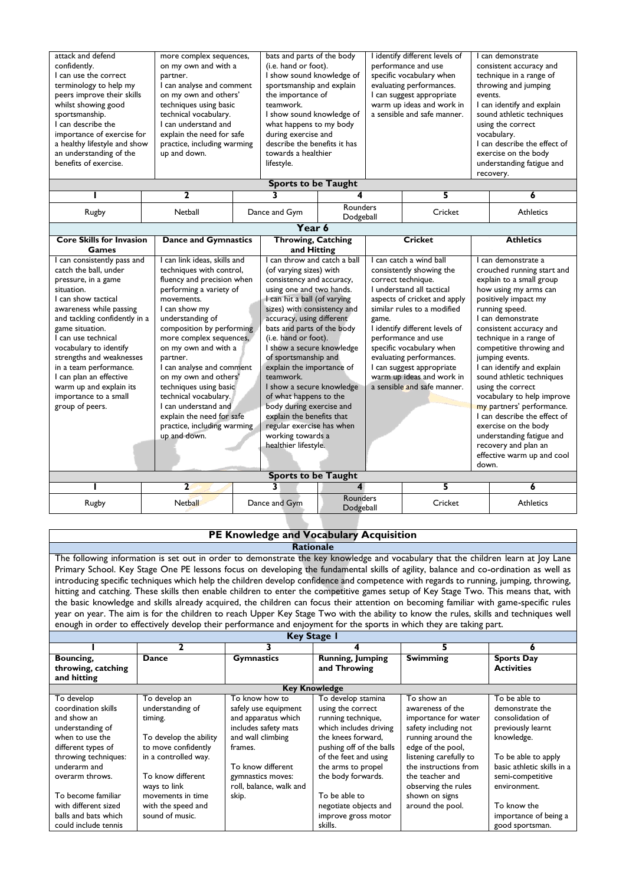| | | | | |
|---|---|---|---|---|
| attack and defend confidently. I can use the correct terminology to help my peers improve their skills whilst showing good sportsmanship. I can describe the importance of exercise for a healthy lifestyle and show an understanding of the benefits of exercise. | more complex sequences, on my own and with a partner. I can analyse and comment on my own and others' techniques using basic technical vocabulary. I can understand and explain the need for safe practice, including warming up and down. | bats and parts of the body (i.e. hand or foot). I show sound knowledge of sportsmanship and explain the importance of teamwork. I show sound knowledge of what happens to my body during exercise and describe the benefits it has towards a healthier lifestyle. | I identify different levels of performance and use specific vocabulary when evaluating performances. I can suggest appropriate warm up ideas and work in a sensible and safe manner. | I can demonstrate consistent accuracy and technique in a range of throwing and jumping events. I can identify and explain sound athletic techniques using the correct vocabulary. I can describe the effect of exercise on the body understanding fatigue and recovery. |

**Sports to be Taught**

| 1 | 2 | 3 | 4 | 5 | 6 |
|---|---|---|---|---|---|
| Rugby | Netball | Dance and Gym | Rounders Dodgeball | Cricket | Athletics |

**Year 6**

| Core Skills for Invasion Games | Dance and Gymnastics | Throwing, Catching and Hitting | Cricket | Athletics |
|---|---|---|---|---|
| I can consistently pass and catch the ball, under pressure, in a game situation. I can show tactical awareness while passing and tackling confidently in a game situation. I can use technical vocabulary to identify strengths and weaknesses in a team performance. I can plan an effective warm up and explain its importance to a small group of peers. | I can link ideas, skills and techniques with control, fluency and precision when performing a variety of movements. I can show my understanding of composition by performing more complex sequences, on my own and with a partner. I can analyse and comment on my own and others' techniques using basic technical vocabulary. I can understand and explain the need for safe practice, including warming up and down. | I can throw and catch a ball (of varying sizes) with consistency and accuracy, using one and two hands. I can hit a ball (of varying sizes) with consistency and accuracy, using different bats and parts of the body (i.e. hand or foot). I show a secure knowledge of sportsmanship and explain the importance of teamwork. I show a secure knowledge of what happens to the body during exercise and explain the benefits that regular exercise has when working towards a healthier lifestyle. | I can catch a wind ball consistently showing the correct technique. I understand all tactical aspects of cricket and apply similar rules to a modified game. I identify different levels of performance and use specific vocabulary when evaluating performances. I can suggest appropriate warm up ideas and work in a sensible and safe manner. | I can demonstrate a crouched running start and explain to a small group how using my arms can positively impact my running speed. I can demonstrate consistent accuracy and technique in a range of competitive throwing and jumping events. I can identify and explain sound athletic techniques using the correct vocabulary to help improve my partners' performance. I can describe the effect of exercise on the body understanding fatigue and recovery and plan an effective warm up and cool down. |

**Sports to be Taught**

| 1 | 2 | 3 | 4 | 5 | 6 |
|---|---|---|---|---|---|
| Rugby | Netball | Dance and Gym | Rounders Dodgeball | Cricket | Athletics |

## PE Knowledge and Vocabulary Acquisition

### Rationale

The following information is set out in order to demonstrate the key knowledge and vocabulary that the children learn at Joy Lane Primary School. Key Stage One PE lessons focus on developing the fundamental skills of agility, balance and co-ordination as well as introducing specific techniques which help the children develop confidence and competence with regards to running, jumping, throwing, hitting and catching. These skills then enable children to enter the competitive games setup of Key Stage Two. This means that, with the basic knowledge and skills already acquired, the children can focus their attention on becoming familiar with game-specific rules year on year. The aim is for the children to reach Upper Key Stage Two with the ability to know the rules, skills and techniques well enough in order to effectively develop their performance and enjoyment for the sports in which they are taking part.

**Key Stage 1**

| 1 | 2 | 3 | 4 | 5 | 6 |
|---|---|---|---|---|---|
| **Bouncing, throwing, catching and hitting** | **Dance** | **Gymnastics** | **Running, Jumping and Throwing** | **Swimming** | **Sports Day Activities** |
| **Key Knowledge** | | | | | |
| To develop coordination skills and show an understanding of when to use the different types of throwing techniques: underarm and overarm throws.<br><br>To become familiar with different sized balls and bats which could include tennis | To develop an understanding of timing.<br><br>To develop the ability to move confidently in a controlled way.<br><br>To know different ways to link movements in time with the speed and sound of music. | To know how to safely use equipment and apparatus which includes safety mats and wall climbing frames.<br><br>To know different gymnastics moves: roll, balance, walk and skip. | To develop stamina using the correct running technique, which includes driving the knees forward, pushing off of the balls of the feet and using the arms to propel the body forwards.<br><br>To be able to negotiate objects and improve gross motor skills. | To show an awareness of the importance for water safety including not running around the edge of the pool, listening carefully to the instructions from the teacher and observing the rules shown on signs around the pool. | To be able to demonstrate the consolidation of previously learnt knowledge.<br><br>To be able to apply basic athletic skills in a semi-competitive environment.<br><br>To know the importance of being a good sportsman. |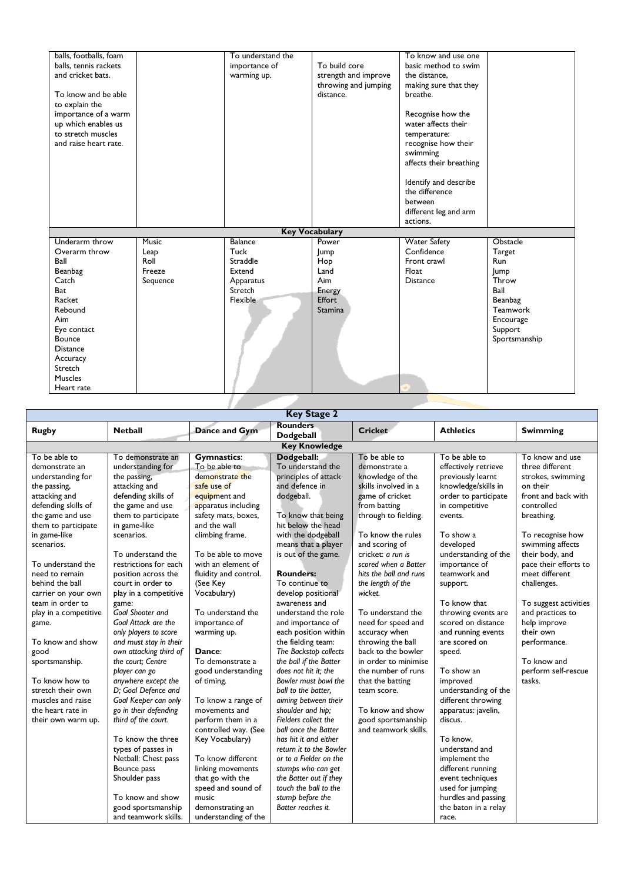| | | | | | |
|---|---|---|---|---|---|
| balls, footballs, foam balls, tennis rackets and cricket bats.<br><br>To know and be able to explain the importance of a warm up which enables us to stretch muscles and raise heart rate. | | To understand the importance of warming up. | To build core strength and improve throwing and jumping distance. | To know and use one basic method to swim the distance, making sure that they breathe.<br><br>Recognise how the water affects their temperature: recognise how their swimming affects their breathing<br><br>Identify and describe the difference between different leg and arm actions. | |
| **Key Vocabulary** | | | | | |
| Underarm throw<br>Overarm throw<br>Ball<br>Beanbag<br>Catch<br>Bat<br>Racket<br>Rebound<br>Aim<br>Eye contact<br>Bounce<br>Distance<br>Accuracy<br>Stretch<br>Muscles<br>Heart rate | Music<br>Leap<br>Roll<br>Freeze<br>Sequence | Balance<br>Tuck<br>Straddle<br>Extend<br>Apparatus<br>Stretch<br>Flexible | Power<br>Jump<br>Hop<br>Land<br>Aim<br>Energy<br>Effort<br>Stamina | Water Safety<br>Confidence<br>Front crawl<br>Float<br>Distance | Obstacle<br>Target<br>Run<br>Jump<br>Throw<br>Ball<br>Beanbag<br>Teamwork<br>Encourage<br>Support<br>Sportsmanship |

| **Key Stage 2** | | | | | | |
|---|---|---|---|---|---|---|
| **Rugby** | **Netball** | **Dance and Gym** | **Rounders Dodgeball** | **Cricket** | **Athletics** | **Swimming** |
| **Key Knowledge** | | | | | | |
| To be able to demonstrate an understanding for the passing, attacking and defending skills of the game and use them to participate in game-like scenarios.<br><br>To understand the need to remain behind the ball carrier on your own team in order to play in a competitive game.<br><br>To know and show good sportsmanship.<br><br>To know how to stretch their own muscles and raise the heart rate in their own warm up. | To demonstrate an understanding for the passing, attacking and defending skills of the game and use them to participate in game-like scenarios.<br><br>To understand the restrictions for each position across the court in order to play in a competitive game:<br>*Goal Shooter and Goal Attack are the only players to score and must stay in their own attacking third of the court; Centre player can go anywhere except the D; Goal Defence and Goal Keeper can only go in their defending third of the court.*<br><br>To know the three types of passes in Netball: Chest pass<br>Bounce pass<br>Shoulder pass<br><br>To know and show good sportsmanship and teamwork skills. | **Gymnastics**:<br>To be able to demonstrate the safe use of equipment and apparatus including safety mats, boxes, and the wall climbing frame.<br><br>To be able to move with an element of fluidity and control. (See Key Vocabulary)<br><br>To understand the importance of warming up.<br><br>**Dance**:<br>To demonstrate a good understanding of timing.<br><br>To know a range of movements and perform them in a controlled way. (See Key Vocabulary)<br><br>To know different linking movements that go with the speed and sound of music demonstrating an understanding of the | **Dodgeball:**<br>To understand the principles of attack and defence in dodgeball.<br><br>To know that being hit below the head with the dodgeball means that a player is out of the game.<br><br>**Rounders:**<br>To continue to develop positional awareness and understand the role and importance of each position within the fielding team:<br>*The Backstop collects the ball if the Batter does not hit it; the Bowler must bowl the ball to the batter, aiming between their shoulder and hip; Fielders collect the ball once the Batter has hit it and either return it to the Bowler or to a Fielder on the stumps who can get the Batter out if they touch the ball to the stump before the Batter reaches it.* | To be able to demonstrate a knowledge of the skills involved in a game of cricket from batting through to fielding.<br><br>To know the rules and scoring of cricket: *a run is scored when a Batter hits the ball and runs the length of the wicket.*<br><br>To understand the need for speed and accuracy when throwing the ball back to the bowler in order to minimise the number of runs that the batting team score.<br><br>To know and show good sportsmanship and teamwork skills. | To be able to effectively retrieve previously learnt knowledge/skills in order to participate in competitive events.<br><br>To show a developed understanding of the importance of teamwork and support.<br><br>To know that throwing events are scored on distance and running events are scored on speed.<br><br>To show an improved understanding of the different throwing apparatus: javelin, discus.<br><br>To know, understand and implement the different running event techniques used for jumping hurdles and passing the baton in a relay race. | To know and use three different strokes, swimming on their front and back with controlled breathing.<br><br>To recognise how swimming affects their body, and pace their efforts to meet different challenges.<br><br>To suggest activities and practices to help improve their own performance.<br><br>To know and perform self-rescue tasks. |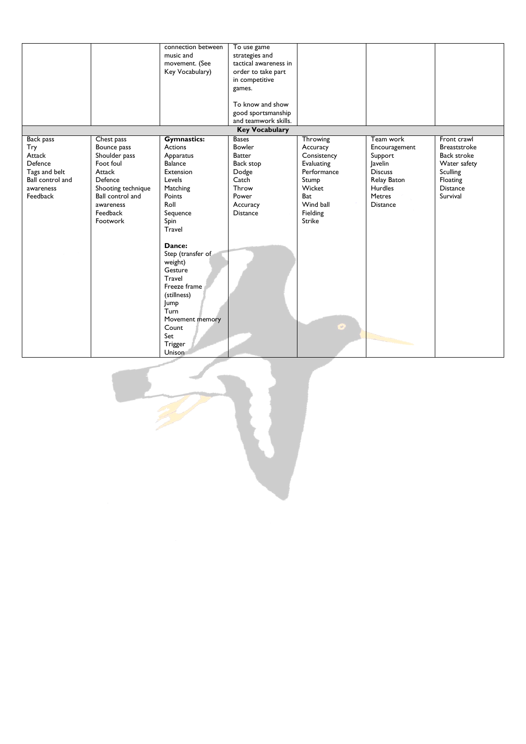| | | | | | | |
|---|---|---|---|---|---|---|
| | | connection between music and movement. (See Key Vocabulary) | To use game strategies and tactical awareness in order to take part in competitive games.<br><br>To know and show good sportsmanship and teamwork skills. | | | |
| | | | **Key Vocabulary** | | | |
| Back pass<br>Try<br>Attack<br>Defence<br>Tags and belt<br>Ball control and awareness<br>Feedback | Chest pass<br>Bounce pass<br>Shoulder pass<br>Foot foul<br>Attack<br>Defence<br>Shooting technique<br>Ball control and awareness<br>Feedback<br>Footwork | **Gymnastics:**<br>Actions<br>Apparatus<br>Balance<br>Extension<br>Levels<br>Matching<br>Points<br>Roll<br>Sequence<br>Spin<br>Travel<br><br>**Dance:**<br>Step (transfer of weight)<br>Gesture<br>Travel<br>Freeze frame (stillness)<br>Jump<br>Turn<br>Movement memory<br>Count<br>Set<br>Trigger<br>Unison | Bases<br>Bowler<br>Batter<br>Back stop<br>Dodge<br>Catch<br>Throw<br>Power<br>Accuracy<br>Distance | Throwing<br>Accuracy<br>Consistency<br>Evaluating<br>Performance<br>Stump<br>Wicket<br>Bat<br>Wind ball<br>Fielding<br>Strike | Team work<br>Encouragement<br>Support<br>Javelin<br>Discuss<br>Relay Baton<br>Hurdles<br>Metres<br>Distance | Front crawl<br>Breaststroke<br>Back stroke<br>Water safety<br>Sculling<br>Floating<br>Distance<br>Survival |